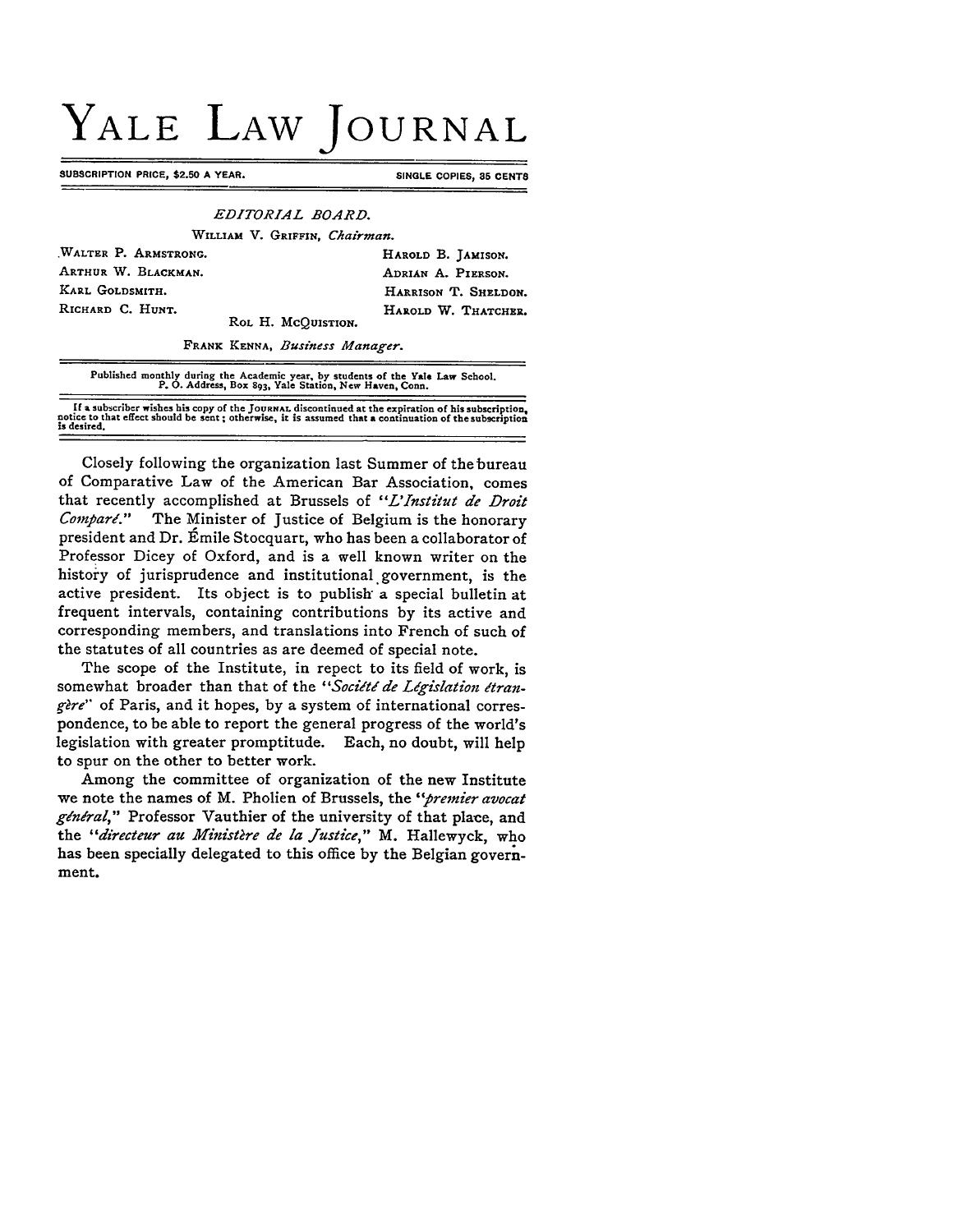# YALE LAW JOURNAL

SUBSCRIPTION PRICE, $2.50 A YEAR. SINGLE COPIES, 35 CENTS

*EDITORIAL BOARD.*

WILLIAM V. GRIFFIN, *Chairman.*

WALTER P. ARMSTRONG.
ARTHUR W. BLACKMAN.
KARL GOLDSMITH.
RICHARD C. HUNT.
HAROLD B. JAMISON.
ADRIAN A. PIERSON.
HARRISON T. SHELDON.
HAROLD W. THATCHER.
ROL H. MCQUISTION.

FRANK KENNA, *Business Manager.*

Published monthly during the Academic year, by students of the Yale Law School.
P. O. Address, Box 893, Yale Station, New Haven, Conn.

If a subscriber wishes his copy of the JOURNAL discontinued at the expiration of his subscription, notice to that effect should be sent; otherwise, it is assumed that a continuation of the subscription is desired.

Closely following the organization last Summer of the bureau of Comparative Law of the American Bar Association, comes that recently accomplished at Brussels of *"L'Institut de Droit Comparé."* The Minister of Justice of Belgium is the honorary president and Dr. Émile Stocquart, who has been a collaborator of Professor Dicey of Oxford, and is a well known writer on the history of jurisprudence and institutional government, is the active president. Its object is to publish a special bulletin at frequent intervals, containing contributions by its active and corresponding members, and translations into French of such of the statutes of all countries as are deemed of special note.

The scope of the Institute, in repect to its field of work, is somewhat broader than that of the *"Société de Législation étrangère"* of Paris, and it hopes, by a system of international correspondence, to be able to report the general progress of the world's legislation with greater promptitude. Each, no doubt, will help to spur on the other to better work.

Among the committee of organization of the new Institute we note the names of M. Pholien of Brussels, the *"premier avocat général,"* Professor Vauthier of the university of that place, and the *"directeur au Ministère de la Justice,"* M. Hallewyck, who has been specially delegated to this office by the Belgian government.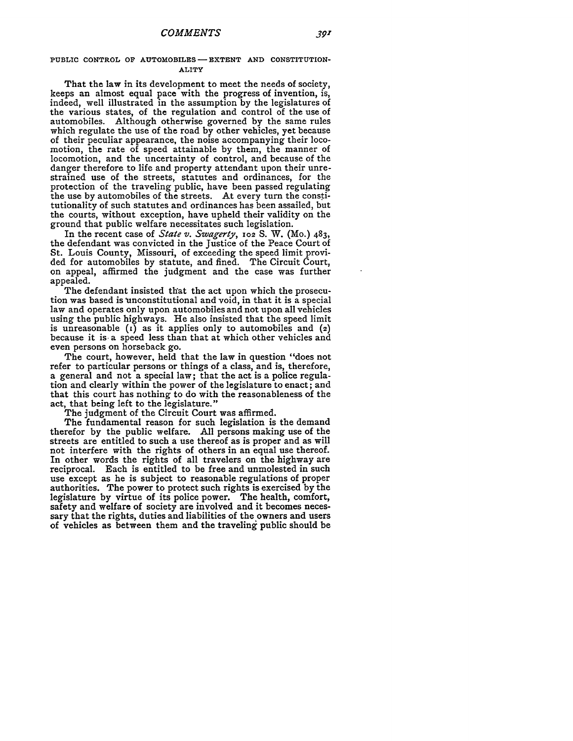## PUBLIC CONTROL OF AUTOMOBILES — EXTENT AND CONSTITUTIONALITY

That the law in its development to meet the needs of society, keeps an almost equal pace with the progress of invention, is, indeed, well illustrated in the assumption by the legislatures of the various states, of the regulation and control of the use of automobiles. Although otherwise governed by the same rules which regulate the use of the road by other vehicles, yet because of their peculiar appearance, the noise accompanying their locomotion, the rate of speed attainable by them, the manner of locomotion, and the uncertainty of control, and because of the danger therefore to life and property attendant upon their unrestrained use of the streets, statutes and ordinances, for the protection of the traveling public, have been passed regulating the use by automobiles of the streets. At every turn the constitutionality of such statutes and ordinances has been assailed, but the courts, without exception, have upheld their validity on the ground that public welfare necessitates such legislation.

In the recent case of *State v. Swagerty*, 102 S. W. (Mo.) 483, the defendant was convicted in the Justice of the Peace Court of St. Louis County, Missouri, of exceeding the speed limit provided for automobiles by statute, and fined. The Circuit Court, on appeal, affirmed the judgment and the case was further appealed.

The defendant insisted that the act upon which the prosecution was based is unconstitutional and void, in that it is a special law and operates only upon automobiles and not upon all vehicles using the public highways. He also insisted that the speed limit is unreasonable (1) as it applies only to automobiles and (2) because it is a speed less than that at which other vehicles and even persons on horseback go.

The court, however, held that the law in question "does not refer to particular persons or things of a class, and is, therefore, a general and not a special law; that the act is a police regulation and clearly within the power of the legislature to enact; and that this court has nothing to do with the reasonableness of the act, that being left to the legislature."

The judgment of the Circuit Court was affirmed.

The fundamental reason for such legislation is the demand therefor by the public welfare. All persons making use of the streets are entitled to such a use thereof as is proper and as will not interfere with the rights of others in an equal use thereof. In other words the rights of all travelers on the highway are reciprocal. Each is entitled to be free and unmolested in such use except as he is subject to reasonable regulations of proper authorities. The power to protect such rights is exercised by the legislature by virtue of its police power. The health, comfort, safety and welfare of society are involved and it becomes necessary that the rights, duties and liabilities of the owners and users of vehicles as between them and the traveling public should be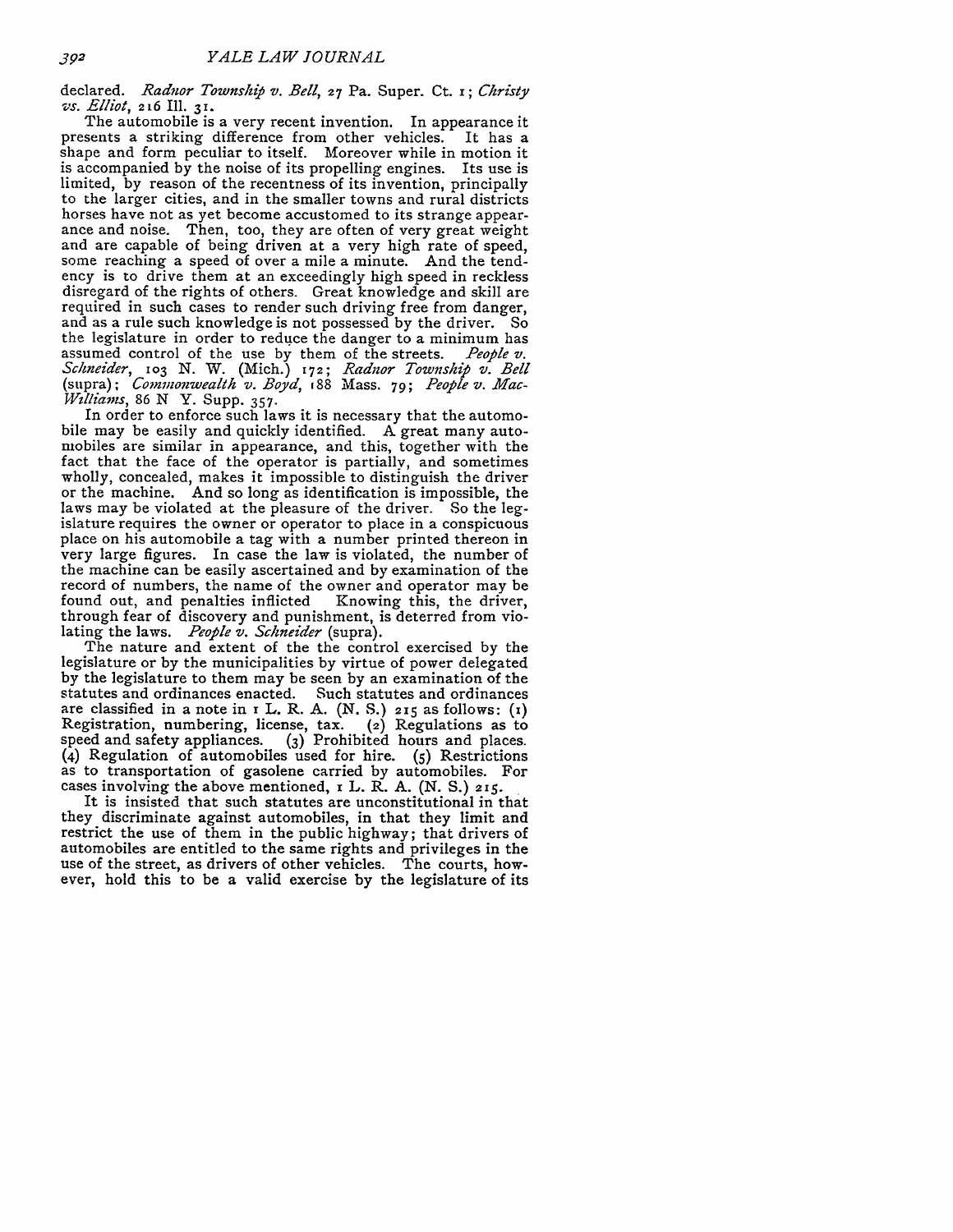declared. *Radnor Township v. Bell*, 27 Pa. Super. Ct. 1; *Christy vs. Elliot*, 216 Ill. 31.

The automobile is a very recent invention. In appearance it presents a striking difference from other vehicles. It has a shape and form peculiar to itself. Moreover while in motion it is accompanied by the noise of its propelling engines. Its use is limited, by reason of the recentness of its invention, principally to the larger cities, and in the smaller towns and rural districts horses have not as yet become accustomed to its strange appearance and noise. Then, too, they are often of very great weight and are capable of being driven at a very high rate of speed, some reaching a speed of over a mile a minute. And the tendency is to drive them at an exceedingly high speed in reckless disregard of the rights of others. Great knowledge and skill are required in such cases to render such driving free from danger, and as a rule such knowledge is not possessed by the driver. So the legislature in order to reduce the danger to a minimum has assumed control of the use by them of the streets. *People v. Schneider*, 103 N. W. (Mich.) 172; *Radnor Township v. Bell* (supra); *Commonwealth v. Boyd*, 188 Mass. 79; *People v. MacWilliams*, 86 N. Y. Supp. 357.

In order to enforce such laws it is necessary that the automobile may be easily and quickly identified. A great many automobiles are similar in appearance, and this, together with the fact that the face of the operator is partially, and sometimes wholly, concealed, makes it impossible to distinguish the driver or the machine. And so long as identification is impossible, the laws may be violated at the pleasure of the driver. So the legislature requires the owner or operator to place in a conspicuous place on his automobile a tag with a number printed thereon in very large figures. In case the law is violated, the number of the machine can be easily ascertained and by examination of the record of numbers, the name of the owner and operator may be found out, and penalties inflicted Knowing this, the driver, through fear of discovery and punishment, is deterred from violating the laws. *People v. Schneider* (supra).

The nature and extent of the the control exercised by the legislature or by the municipalities by virtue of power delegated by the legislature to them may be seen by an examination of the statutes and ordinances enacted. Such statutes and ordinances are classified in a note in 1 L. R. A. (N. S.) 215 as follows: (1) Registration, numbering, license, tax. (2) Regulations as to speed and safety appliances. (3) Prohibited hours and places. (4) Regulation of automobiles used for hire. (5) Restrictions as to transportation of gasolene carried by automobiles. For cases involving the above mentioned, 1 L. R. A. (N. S.) 215.

It is insisted that such statutes are unconstitutional in that they discriminate against automobiles, in that they limit and restrict the use of them in the public highway; that drivers of automobiles are entitled to the same rights and privileges in the use of the street, as drivers of other vehicles. The courts, however, hold this to be a valid exercise by the legislature of its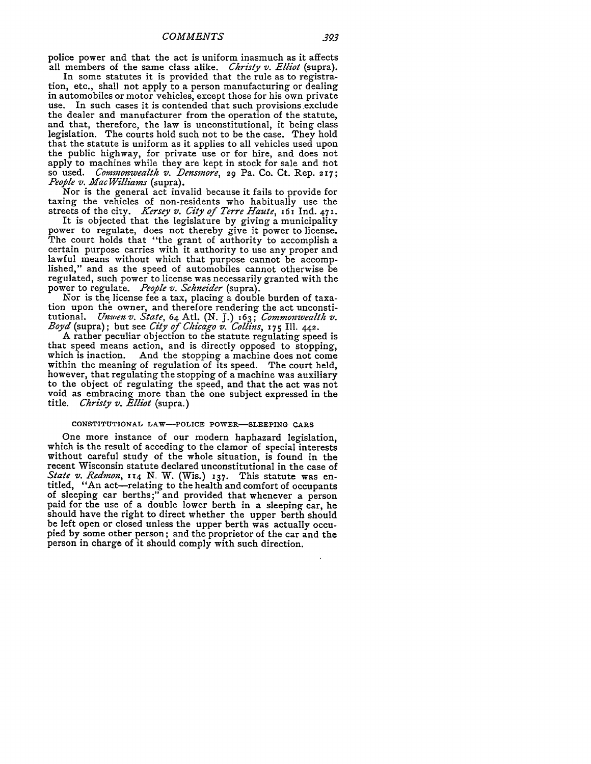police power and that the act is uniform inasmuch as it affects all members of the same class alike. *Christy v. Elliot* (supra).

In some statutes it is provided that the rule as to registration, etc., shall not apply to a person manufacturing or dealing in automobiles or motor vehicles, except those for his own private use. In such cases it is contended that such provisions exclude the dealer and manufacturer from the operation of the statute, and that, therefore, the law is unconstitutional, it being class legislation. The courts hold such not to be the case. They hold that the statute is uniform as it applies to all vehicles used upon the public highway, for private use or for hire, and does not apply to machines while they are kept in stock for sale and not so used. *Commonwealth v. Densmore*, 29 Pa. Co. Ct. Rep. 217; *People v. MacWilliams* (supra).

Nor is the general act invalid because it fails to provide for taxing the vehicles of non-residents who habitually use the streets of the city. *Kersey v. City of Terre Haute*, 161 Ind. 471.

It is objected that the legislature by giving a municipality power to regulate, does not thereby give it power to license. The court holds that "the grant of authority to accomplish a certain purpose carries with it authority to use any proper and lawful means without which that purpose cannot be accomplished," and as the speed of automobiles cannot otherwise be regulated, such power to license was necessarily granted with the power to regulate. *People v. Schneider* (supra).

Nor is the license fee a tax, placing a double burden of taxation upon the owner, and therefore rendering the act unconstitutional. *Unwen v. State*, 64 Atl. (N. J.) 163; *Commonwealth v. Boyd* (supra); but see *City of Chicago v. Collins*, 175 Ill. 442.

A rather peculiar objection to the statute regulating speed is that speed means action, and is directly opposed to stopping, which is inaction. And the stopping a machine does not come within the meaning of regulation of its speed. The court held, however, that regulating the stopping of a machine was auxiliary to the object of regulating the speed, and that the act was not void as embracing more than the one subject expressed in the title. *Christy v. Elliot* (supra.)

### CONSTITUTIONAL LAW—POLICE POWER—SLEEPING CARS

One more instance of our modern haphazard legislation, which is the result of acceding to the clamor of special interests without careful study of the whole situation, is found in the recent Wisconsin statute declared unconstitutional in the case of *State v. Redmon*, 114 N. W. (Wis.) 137. This statute was entitled, "An act—relating to the health and comfort of occupants of sleeping car berths;" and provided that whenever a person paid for the use of a double lower berth in a sleeping car, he should have the right to direct whether the upper berth should be left open or closed unless the upper berth was actually occupied by some other person; and the proprietor of the car and the person in charge of it should comply with such direction.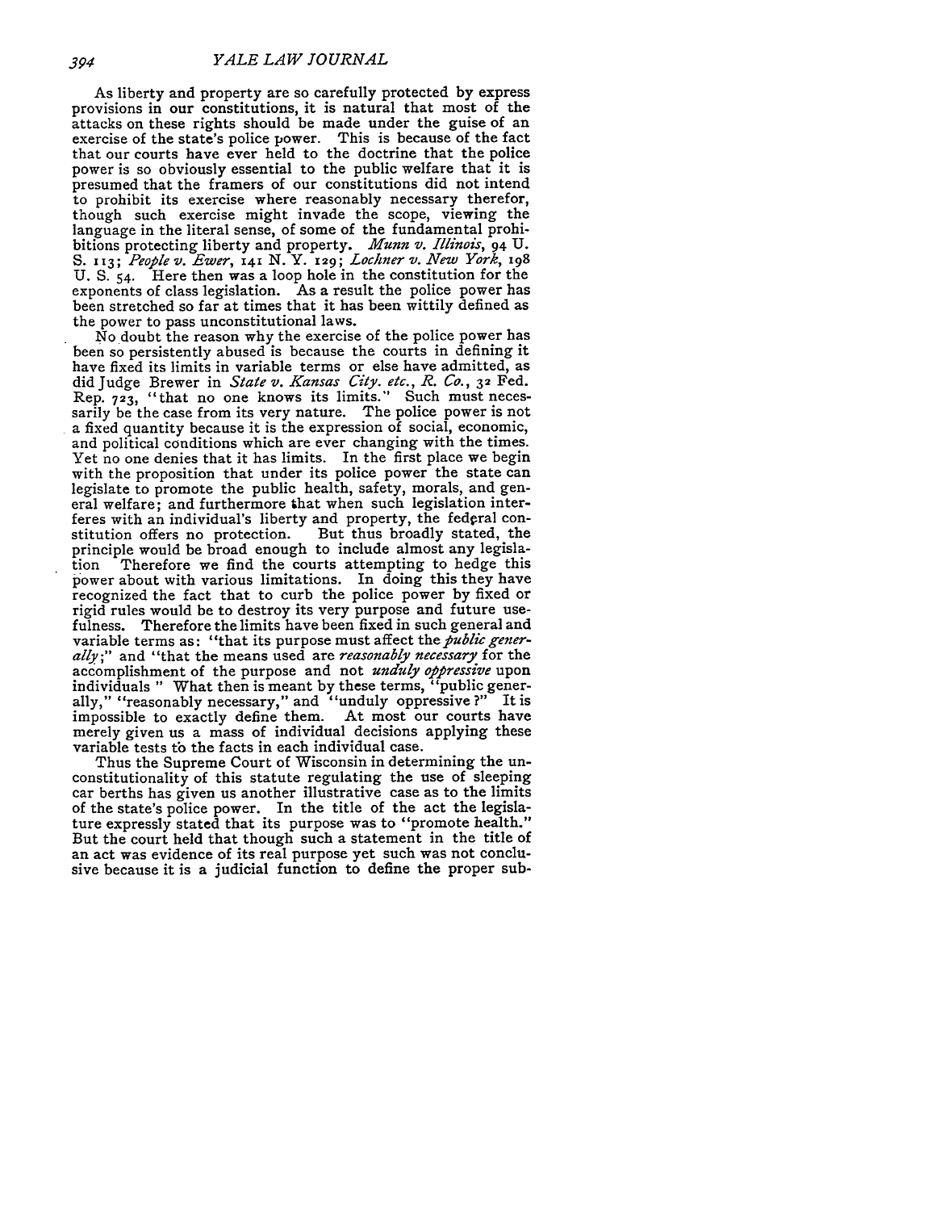As liberty and property are so carefully protected by express provisions in our constitutions, it is natural that most of the attacks on these rights should be made under the guise of an exercise of the state's police power. This is because of the fact that our courts have ever held to the doctrine that the police power is so obviously essential to the public welfare that it is presumed that the framers of our constitutions did not intend to prohibit its exercise where reasonably necessary therefor, though such exercise might invade the scope, viewing the language in the literal sense, of some of the fundamental prohibitions protecting liberty and property. *Munn v. Illinois*, 94 U. S. 113; *People v. Ewer*, 141 N. Y. 129; *Lochner v. New York*, 198 U. S. 54. Here then was a loop hole in the constitution for the exponents of class legislation. As a result the police power has been stretched so far at times that it has been wittily defined as the power to pass unconstitutional laws.

No doubt the reason why the exercise of the police power has been so persistently abused is because the courts in defining it have fixed its limits in variable terms or else have admitted, as did Judge Brewer in *State v. Kansas City, etc., R. Co.*, 32 Fed. Rep. 723, "that no one knows its limits." Such must necessarily be the case from its very nature. The police power is not a fixed quantity because it is the expression of social, economic, and political conditions which are ever changing with the times. Yet no one denies that it has limits. In the first place we begin with the proposition that under its police power the state can legislate to promote the public health, safety, morals, and general welfare; and furthermore that when such legislation interferes with an individual's liberty and property, the federal constitution offers no protection. But thus broadly stated, the principle would be broad enough to include almost any legislation Therefore we find the courts attempting to hedge this power about with various limitations. In doing this they have recognized the fact that to curb the police power by fixed or rigid rules would be to destroy its very purpose and future usefulness. Therefore the limits have been fixed in such general and variable terms as: "that its purpose must affect the *public generally*;" and "that the means used are *reasonably necessary* for the accomplishment of the purpose and not *unduly oppressive* upon individuals " What then is meant by these terms, "public generally," "reasonably necessary," and "unduly oppressive?" It is impossible to exactly define them. At most our courts have merely given us a mass of individual decisions applying these variable tests to the facts in each individual case.

Thus the Supreme Court of Wisconsin in determining the unconstitutionality of this statute regulating the use of sleeping car berths has given us another illustrative case as to the limits of the state's police power. In the title of the act the legislature expressly stated that its purpose was to "promote health." But the court held that though such a statement in the title of an act was evidence of its real purpose yet such was not conclusive because it is a judicial function to define the proper sub-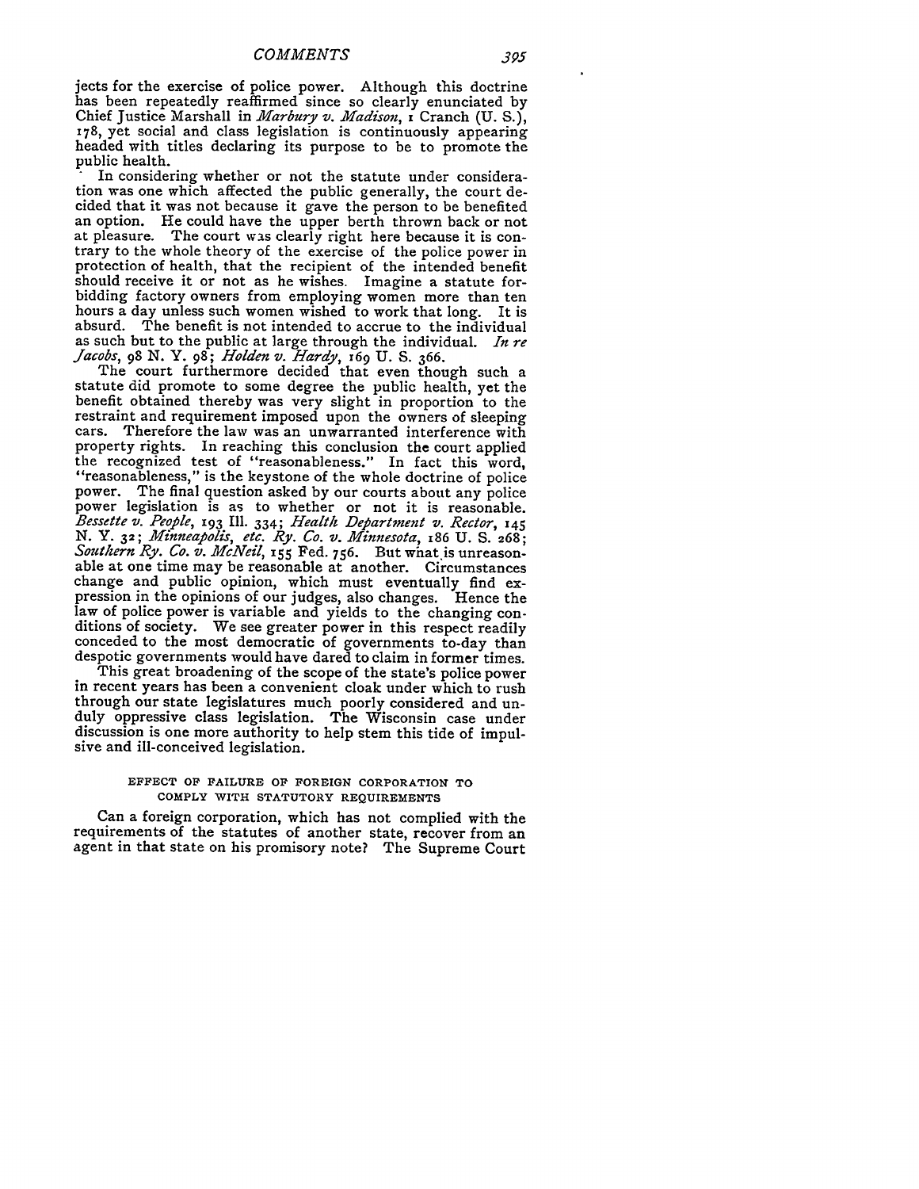jects for the exercise of police power. Although this doctrine has been repeatedly reaffirmed since so clearly enunciated by Chief Justice Marshall in *Marbury v. Madison*, 1 Cranch (U. S.), 178, yet social and class legislation is continuously appearing headed with titles declaring its purpose to be to promote the public health.

In considering whether or not the statute under consideration was one which affected the public generally, the court decided that it was not because it gave the person to be benefited an option. He could have the upper berth thrown back or not at pleasure. The court was clearly right here because it is contrary to the whole theory of the exercise of the police power in protection of health, that the recipient of the intended benefit should receive it or not as he wishes. Imagine a statute forbidding factory owners from employing women more than ten hours a day unless such women wished to work that long. It is absurd. The benefit is not intended to accrue to the individual as such but to the public at large through the individual. *In re Jacobs*, 98 N. Y. 98; *Holden v. Hardy*, 169 U. S. 366.

The court furthermore decided that even though such a statute did promote to some degree the public health, yet the benefit obtained thereby was very slight in proportion to the restraint and requirement imposed upon the owners of sleeping cars. Therefore the law was an unwarranted interference with property rights. In reaching this conclusion the court applied the recognized test of "reasonableness." In fact this word, "reasonableness," is the keystone of the whole doctrine of police power. The final question asked by our courts about any police power legislation is as to whether or not it is reasonable. *Bessette v. People*, 193 Ill. 334; *Health Department v. Rector*, 145 N. Y. 32; *Minneapolis, etc. Ry. Co. v. Minnesota*, 186 U. S. 268; *Southern Ry. Co. v. McNeil*, 155 Fed. 756. But what is unreasonable at one time may be reasonable at another. Circumstances change and public opinion, which must eventually find expression in the opinions of our judges, also changes. Hence the law of police power is variable and yields to the changing conditions of society. We see greater power in this respect readily conceded to the most democratic of governments to-day than despotic governments would have dared to claim in former times.

This great broadening of the scope of the state's police power in recent years has been a convenient cloak under which to rush through our state legislatures much poorly considered and unduly oppressive class legislation. The Wisconsin case under discussion is one more authority to help stem this tide of impulsive and ill-conceived legislation.

### EFFECT OF FAILURE OF FOREIGN CORPORATION TO COMPLY WITH STATUTORY REQUIREMENTS

Can a foreign corporation, which has not complied with the requirements of the statutes of another state, recover from an agent in that state on his promisory note? The Supreme Court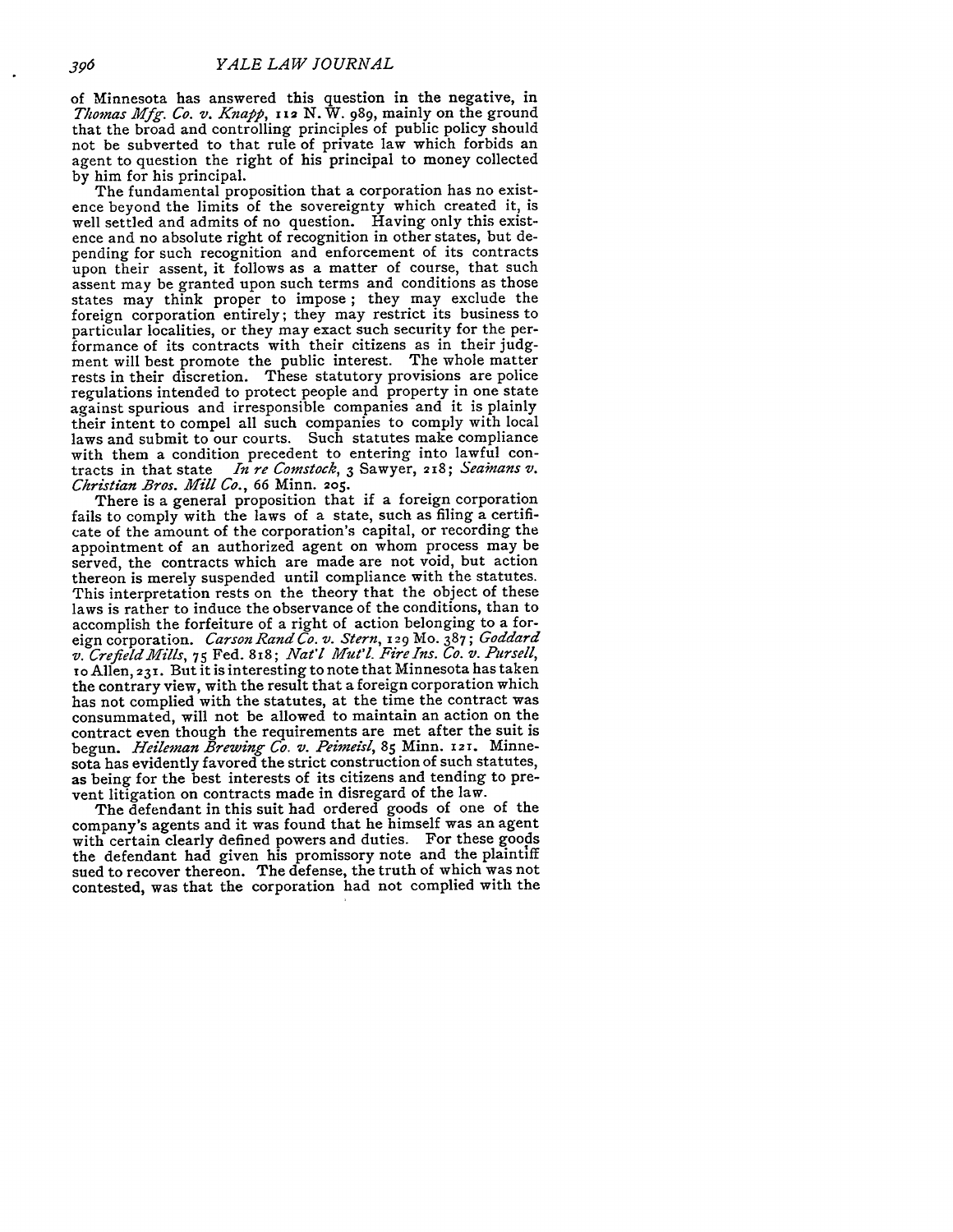of Minnesota has answered this question in the negative, in *Thomas Mfg. Co. v. Knapp*, 112 N. W. 989, mainly on the ground that the broad and controlling principles of public policy should not be subverted to that rule of private law which forbids an agent to question the right of his principal to money collected by him for his principal.

The fundamental proposition that a corporation has no existence beyond the limits of the sovereignty which created it, is well settled and admits of no question. Having only this existence and no absolute right of recognition in other states, but depending for such recognition and enforcement of its contracts upon their assent, it follows as a matter of course, that such assent may be granted upon such terms and conditions as those states may think proper to impose; they may exclude the foreign corporation entirely; they may restrict its business to particular localities, or they may exact such security for the performance of its contracts with their citizens as in their judgment will best promote the public interest. The whole matter rests in their discretion. These statutory provisions are police regulations intended to protect people and property in one state against spurious and irresponsible companies and it is plainly their intent to compel all such companies to comply with local laws and submit to our courts. Such statutes make compliance with them a condition precedent to entering into lawful contracts in that state *In re Comstock*, 3 Sawyer, 218; *Seamans v. Christian Bros. Mill Co.*, 66 Minn. 205.

There is a general proposition that if a foreign corporation fails to comply with the laws of a state, such as filing a certificate of the amount of the corporation's capital, or recording the appointment of an authorized agent on whom process may be served, the contracts which are made are not void, but action thereon is merely suspended until compliance with the statutes. This interpretation rests on the theory that the object of these laws is rather to induce the observance of the conditions, than to accomplish the forfeiture of a right of action belonging to a foreign corporation. *Carson Rand Co. v. Stern*, 129 Mo. 387; *Goddard v. Crefield Mills*, 75 Fed. 818; *Nat'l Mut'l. Fire Ins. Co. v. Pursell*, 10 Allen, 231. But it is interesting to note that Minnesota has taken the contrary view, with the result that a foreign corporation which has not complied with the statutes, at the time the contract was consummated, will not be allowed to maintain an action on the contract even though the requirements are met after the suit is begun. *Heileman Brewing Co. v. Peimeisl*, 85 Minn. 121. Minnesota has evidently favored the strict construction of such statutes, as being for the best interests of its citizens and tending to prevent litigation on contracts made in disregard of the law.

The defendant in this suit had ordered goods of one of the company's agents and it was found that he himself was an agent with certain clearly defined powers and duties. For these goods the defendant had given his promissory note and the plaintiff sued to recover thereon. The defense, the truth of which was not contested, was that the corporation had not complied with the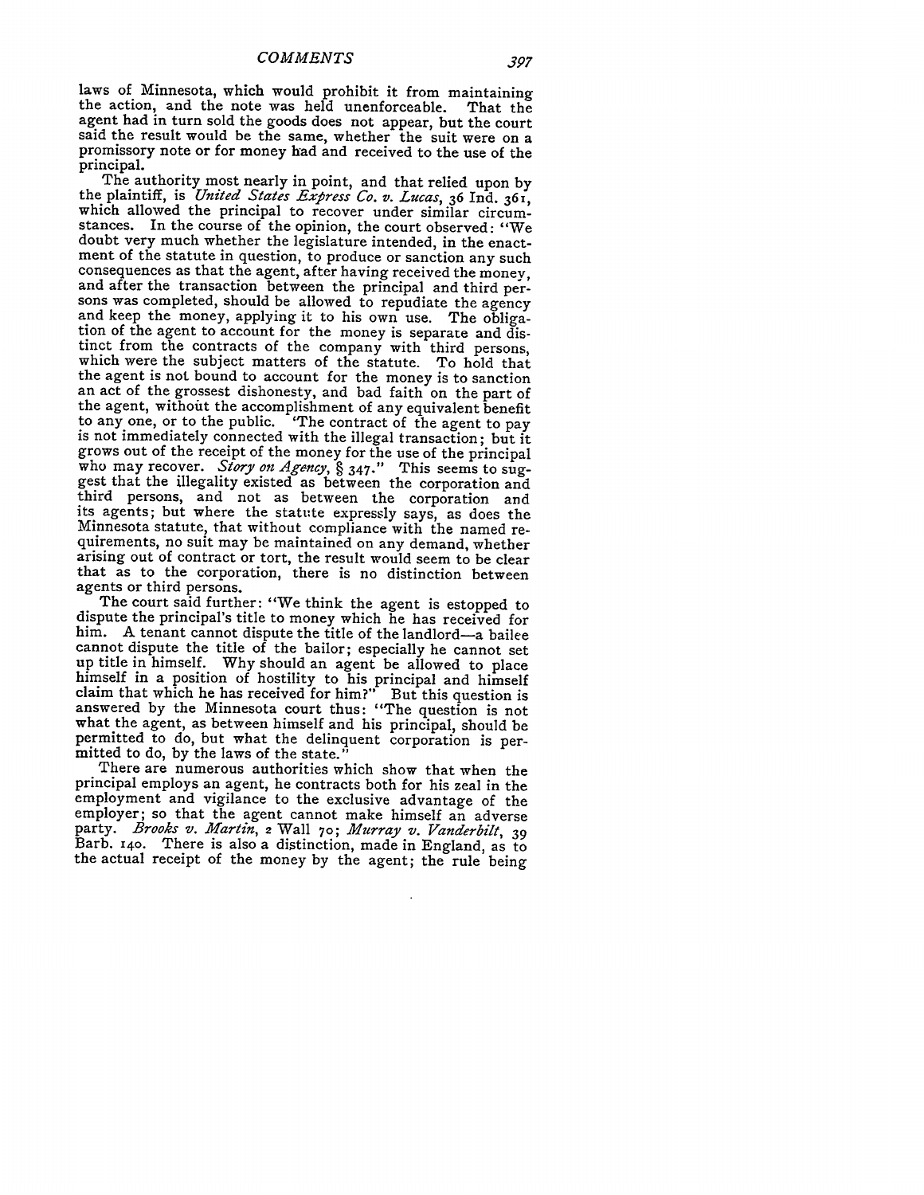laws of Minnesota, which would prohibit it from maintaining the action, and the note was held unenforceable. That the agent had in turn sold the goods does not appear, but the court said the result would be the same, whether the suit were on a promissory note or for money had and received to the use of the principal.

The authority most nearly in point, and that relied upon by the plaintiff, is *United States Express Co. v. Lucas*, 36 Ind. 361, which allowed the principal to recover under similar circumstances. In the course of the opinion, the court observed: "We doubt very much whether the legislature intended, in the enactment of the statute in question, to produce or sanction any such consequences as that the agent, after having received the money, and after the transaction between the principal and third persons was completed, should be allowed to repudiate the agency and keep the money, applying it to his own use. The obligation of the agent to account for the money is separate and distinct from the contracts of the company with third persons, which were the subject matters of the statute. To hold that the agent is not bound to account for the money is to sanction an act of the grossest dishonesty, and bad faith on the part of the agent, without the accomplishment of any equivalent benefit to any one, or to the public. 'The contract of the agent to pay is not immediately connected with the illegal transaction; but it grows out of the receipt of the money for the use of the principal who may recover. *Story on Agency*, § 347." This seems to suggest that the illegality existed as between the corporation and third persons, and not as between the corporation and its agents; but where the statute expressly says, as does the Minnesota statute, that without compliance with the named requirements, no suit may be maintained on any demand, whether arising out of contract or tort, the result would seem to be clear that as to the corporation, there is no distinction between agents or third persons.

The court said further: "We think the agent is estopped to dispute the principal's title to money which he has received for him. A tenant cannot dispute the title of the landlord—a bailee cannot dispute the title of the bailor; especially he cannot set up title in himself. Why should an agent be allowed to place himself in a position of hostility to his principal and himself claim that which he has received for him?" But this question is answered by the Minnesota court thus: "The question is not what the agent, as between himself and his principal, should be permitted to do, but what the delinquent corporation is permitted to do, by the laws of the state."

There are numerous authorities which show that when the principal employs an agent, he contracts both for his zeal in the employment and vigilance to the exclusive advantage of the employer; so that the agent cannot make himself an adverse party. *Brooks v. Martin*, 2 Wall 70; *Murray v. Vanderbilt*, 39 Barb. 140. There is also a distinction, made in England, as to the actual receipt of the money by the agent; the rule being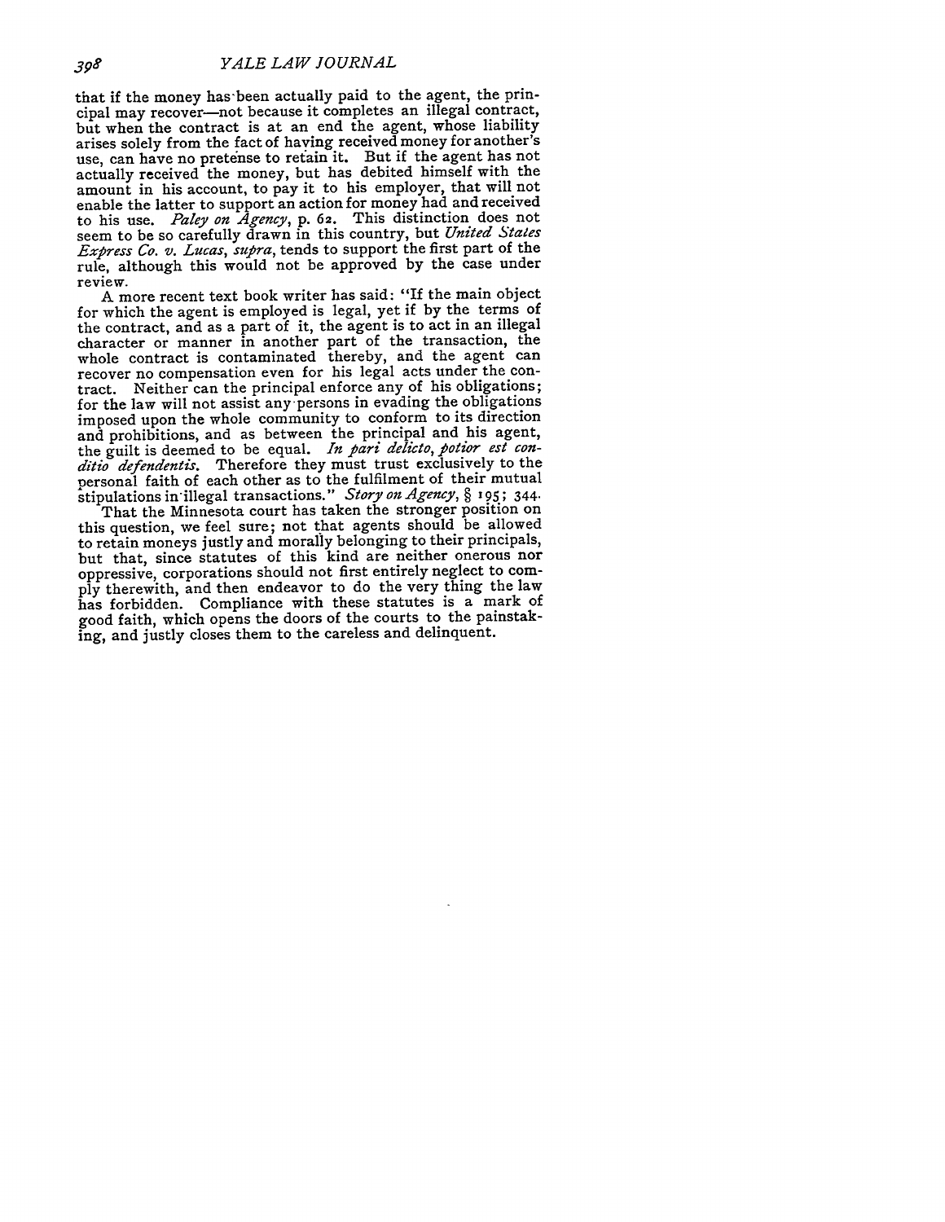that if the money has been actually paid to the agent, the principal may recover—not because it completes an illegal contract, but when the contract is at an end the agent, whose liability arises solely from the fact of having received money for another's use, can have no pretense to retain it. But if the agent has not actually received the money, but has debited himself with the amount in his account, to pay it to his employer, that will not enable the latter to support an action for money had and received to his use. *Paley on Agency*, p. 62. This distinction does not seem to be so carefully drawn in this country, but *United States Express Co. v. Lucas*, *supra*, tends to support the first part of the rule, although this would not be approved by the case under review.

A more recent text book writer has said: "If the main object for which the agent is employed is legal, yet if by the terms of the contract, and as a part of it, the agent is to act in an illegal character or manner in another part of the transaction, the whole contract is contaminated thereby, and the agent can recover no compensation even for his legal acts under the contract. Neither can the principal enforce any of his obligations; for the law will not assist any persons in evading the obligations imposed upon the whole community to conform to its direction and prohibitions, and as between the principal and his agent, the guilt is deemed to be equal. *In pari delicto, potior est conditio defendentis.* Therefore they must trust exclusively to the personal faith of each other as to the fulfilment of their mutual stipulations in illegal transactions." *Story on Agency*, § 195; 344.

That the Minnesota court has taken the stronger position on this question, we feel sure; not that agents should be allowed to retain moneys justly and morally belonging to their principals, but that, since statutes of this kind are neither onerous nor oppressive, corporations should not first entirely neglect to comply therewith, and then endeavor to do the very thing the law has forbidden. Compliance with these statutes is a mark of good faith, which opens the doors of the courts to the painstaking, and justly closes them to the careless and delinquent.